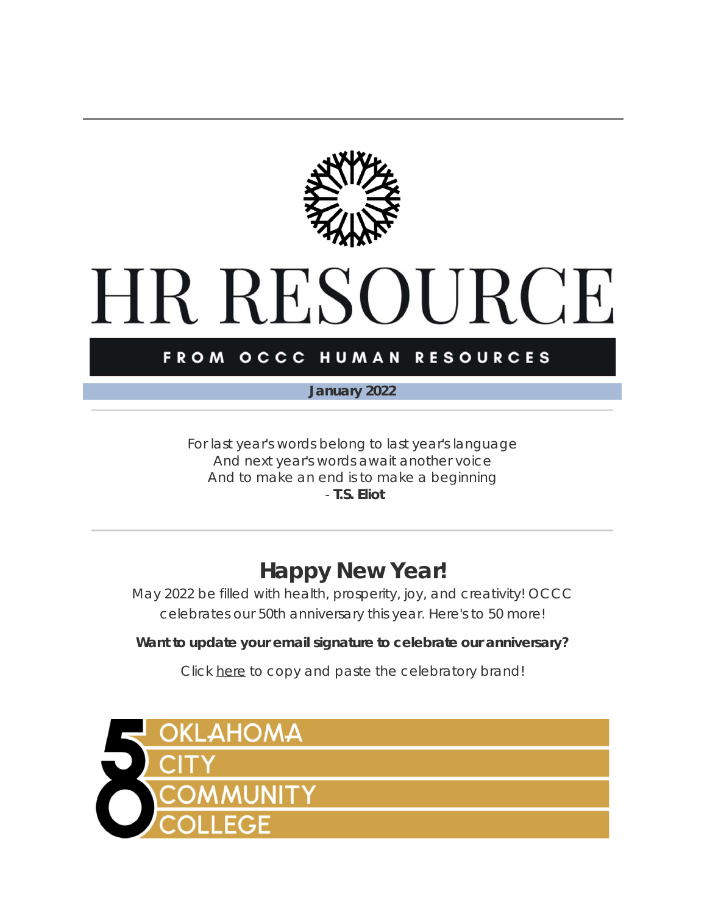# HR RESOURCE

FROM OCCC HUMAN RESOURCES

**January 2022**

---

For last year's words belong to last year's language
And next year's words await another voice
And to make an end is to make a beginning
- **T.S. Eliot**

---

## Happy New Year!

May 2022 be filled with health, prosperity, joy, and creativity! OCCC celebrates our 50th anniversary this year. Here's to 50 more!

**Want to update your email signature to celebrate our anniversary?**

Click here to copy and paste the celebratory brand!

50 OKLAHOMA CITY COMMUNITY COLLEGE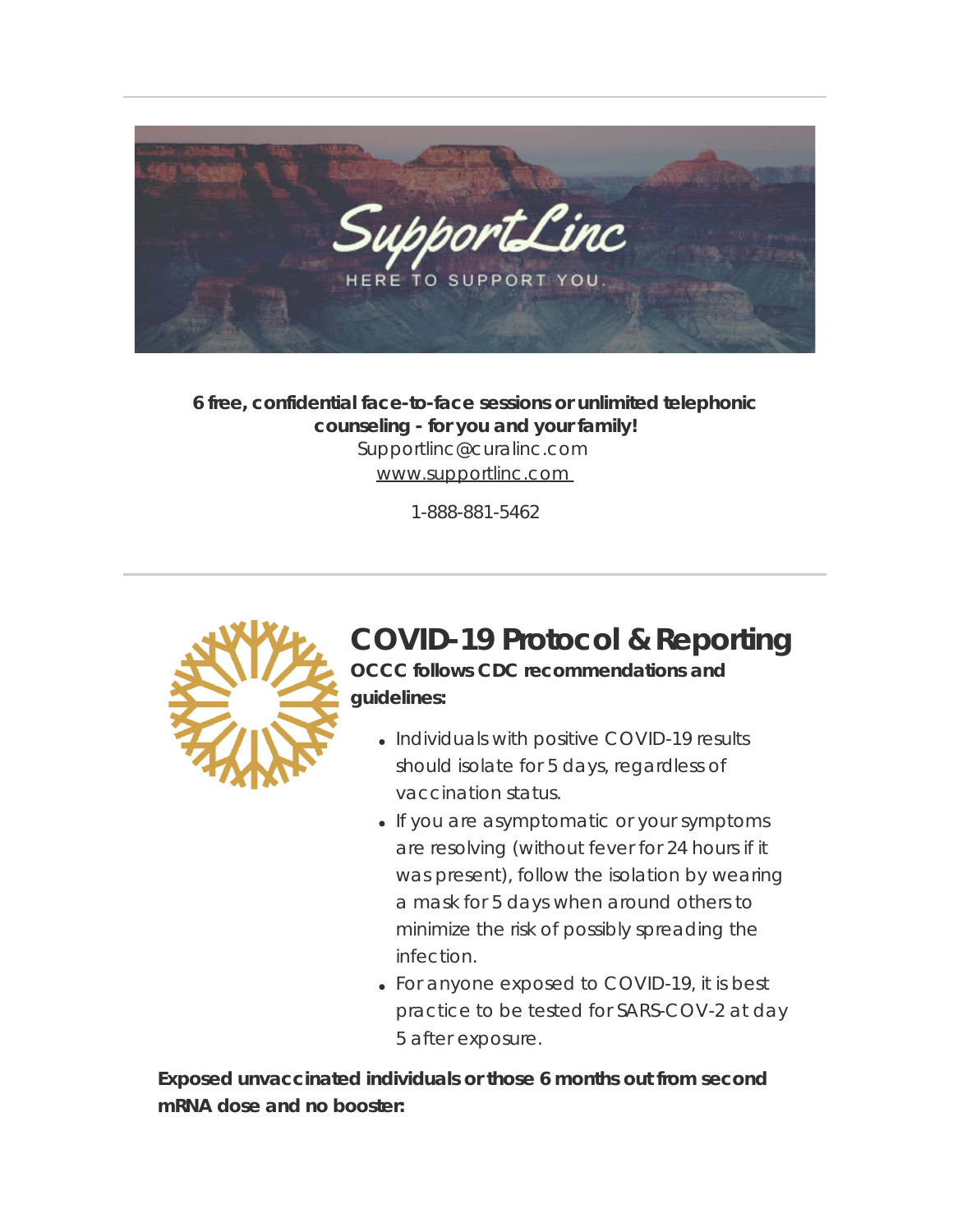SupportLinc

HERE TO SUPPORT YOU.

**6 free, confidential face-to-face sessions or unlimited telephonic counseling - for you and your family!**

Supportlinc@curalinc.com

www.supportlinc.com

1-888-881-5462

---

# COVID-19 Protocol & Reporting

**OCCC follows CDC recommendations and guidelines:**

- Individuals with positive COVID-19 results should isolate for 5 days, regardless of vaccination status.
- If you are asymptomatic or your symptoms are resolving (without fever for 24 hours if it was present), follow the isolation by wearing a mask for 5 days when around others to minimize the risk of possibly spreading the infection.
- For anyone exposed to COVID-19, it is best practice to be tested for SARS-COV-2 at day 5 after exposure.

**Exposed unvaccinated individuals or those 6 months out from second mRNA dose and no booster:**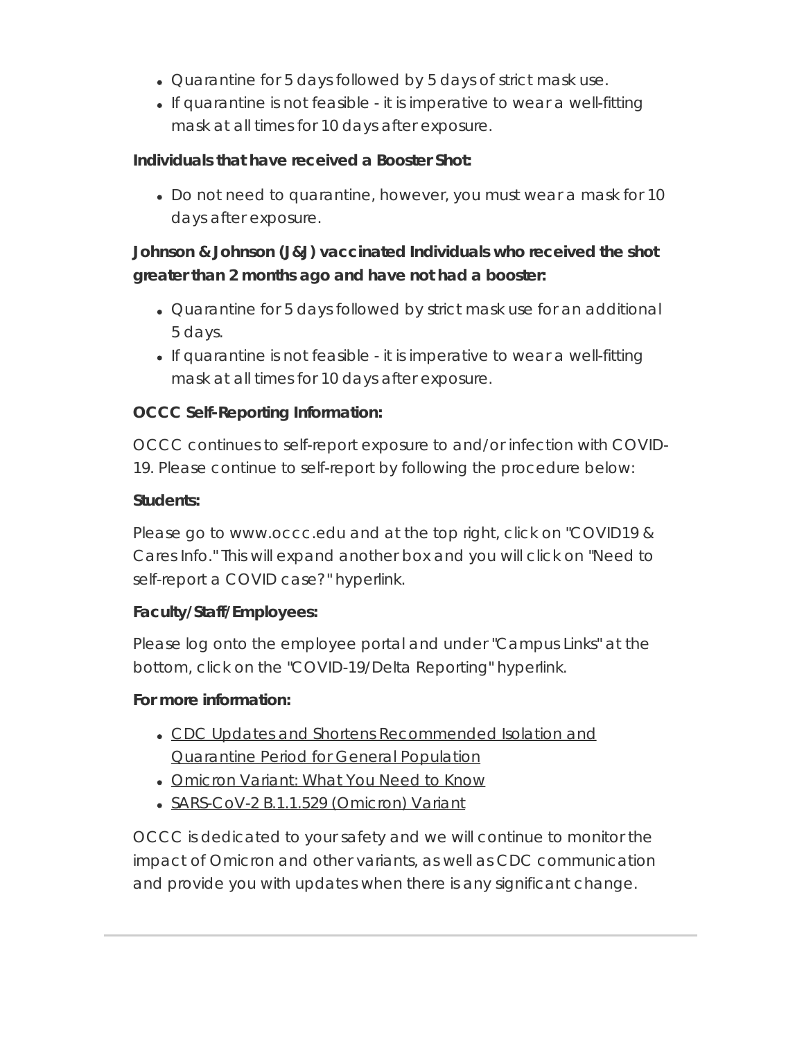- Quarantine for 5 days followed by 5 days of strict mask use.
- If quarantine is not feasible - it is imperative to wear a well-fitting mask at all times for 10 days after exposure.

**Individuals that have received a Booster Shot:**

- Do not need to quarantine, however, you must wear a mask for 10 days after exposure.

**Johnson & Johnson (J&J) vaccinated Individuals who received the shot greater than 2 months ago and have not had a booster:**

- Quarantine for 5 days followed by strict mask use for an additional 5 days.
- If quarantine is not feasible - it is imperative to wear a well-fitting mask at all times for 10 days after exposure.

**OCCC Self-Reporting Information:**

OCCC continues to self-report exposure to and/or infection with COVID-19. Please continue to self-report by following the procedure below:

**Students:**

Please go to www.occc.edu and at the top right, click on "COVID19 & Cares Info." This will expand another box and you will click on "Need to self-report a COVID case?" hyperlink.

**Faculty/Staff/Employees:**

Please log onto the employee portal and under "Campus Links" at the bottom, click on the "COVID-19/Delta Reporting" hyperlink.

**For more information:**

- CDC Updates and Shortens Recommended Isolation and Quarantine Period for General Population
- Omicron Variant: What You Need to Know
- SARS-CoV-2 B.1.1.529 (Omicron) Variant

OCCC is dedicated to your safety and we will continue to monitor the impact of Omicron and other variants, as well as CDC communication and provide you with updates when there is any significant change.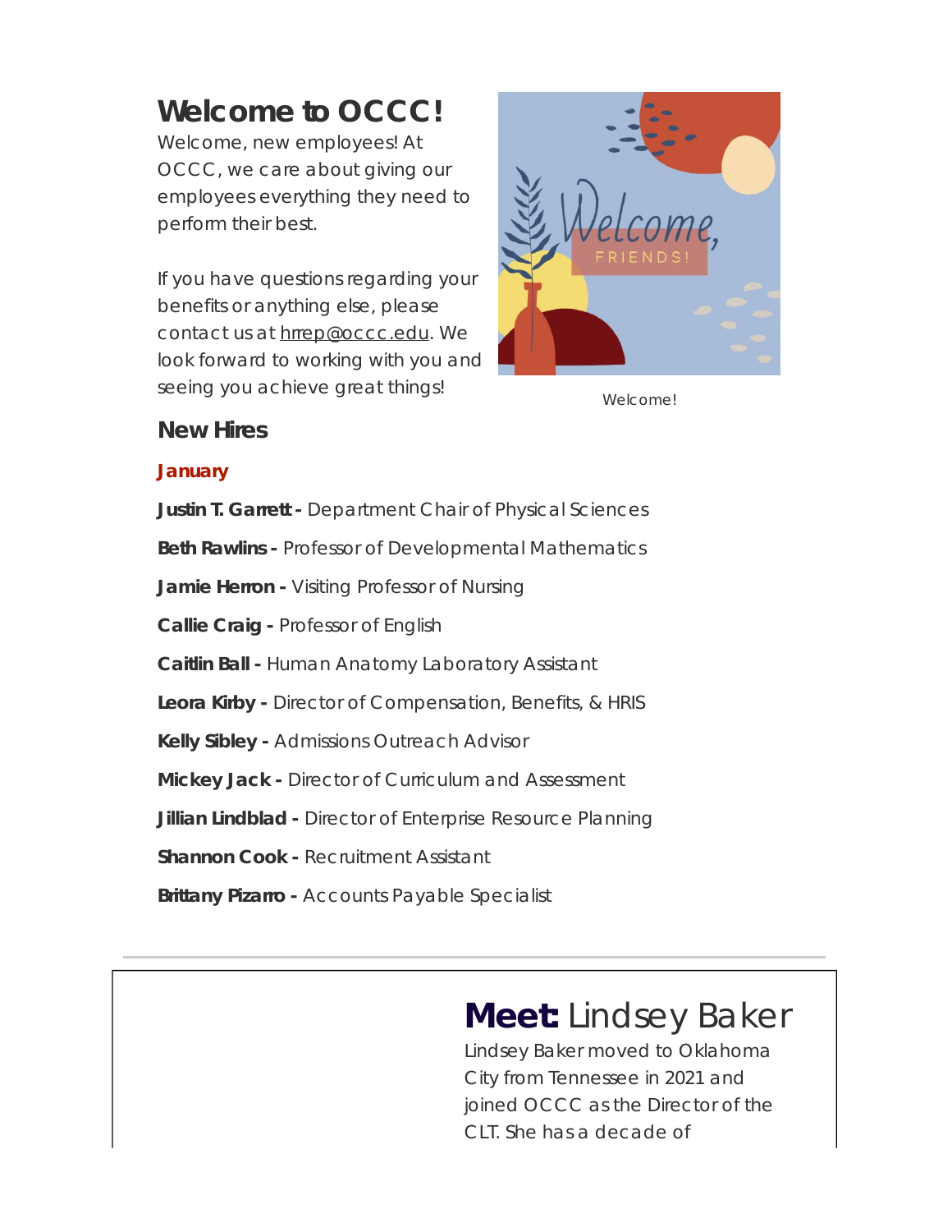# Welcome to OCCC!

Welcome, new employees! At OCCC, we care about giving our employees everything they need to perform their best.

If you have questions regarding your benefits or anything else, please contact us at hrrep@occc.edu. We look forward to working with you and seeing you achieve great things!

Welcome!

## New Hires

### January

**Justin T. Garrett -** Department Chair of Physical Sciences

**Beth Rawlins -** Professor of Developmental Mathematics

**Jamie Herron -** Visiting Professor of Nursing

**Callie Craig -** Professor of English

**Caitlin Ball -** Human Anatomy Laboratory Assistant

**Leora Kirby -** Director of Compensation, Benefits, & HRIS

**Kelly Sibley -** Admissions Outreach Advisor

**Mickey Jack -** Director of Curriculum and Assessment

**Jillian Lindblad -** Director of Enterprise Resource Planning

**Shannon Cook -** Recruitment Assistant

**Brittany Pizarro -** Accounts Payable Specialist

---

# **Meet:** Lindsey Baker

Lindsey Baker moved to Oklahoma City from Tennessee in 2021 and joined OCCC as the Director of the CLT. She has a decade of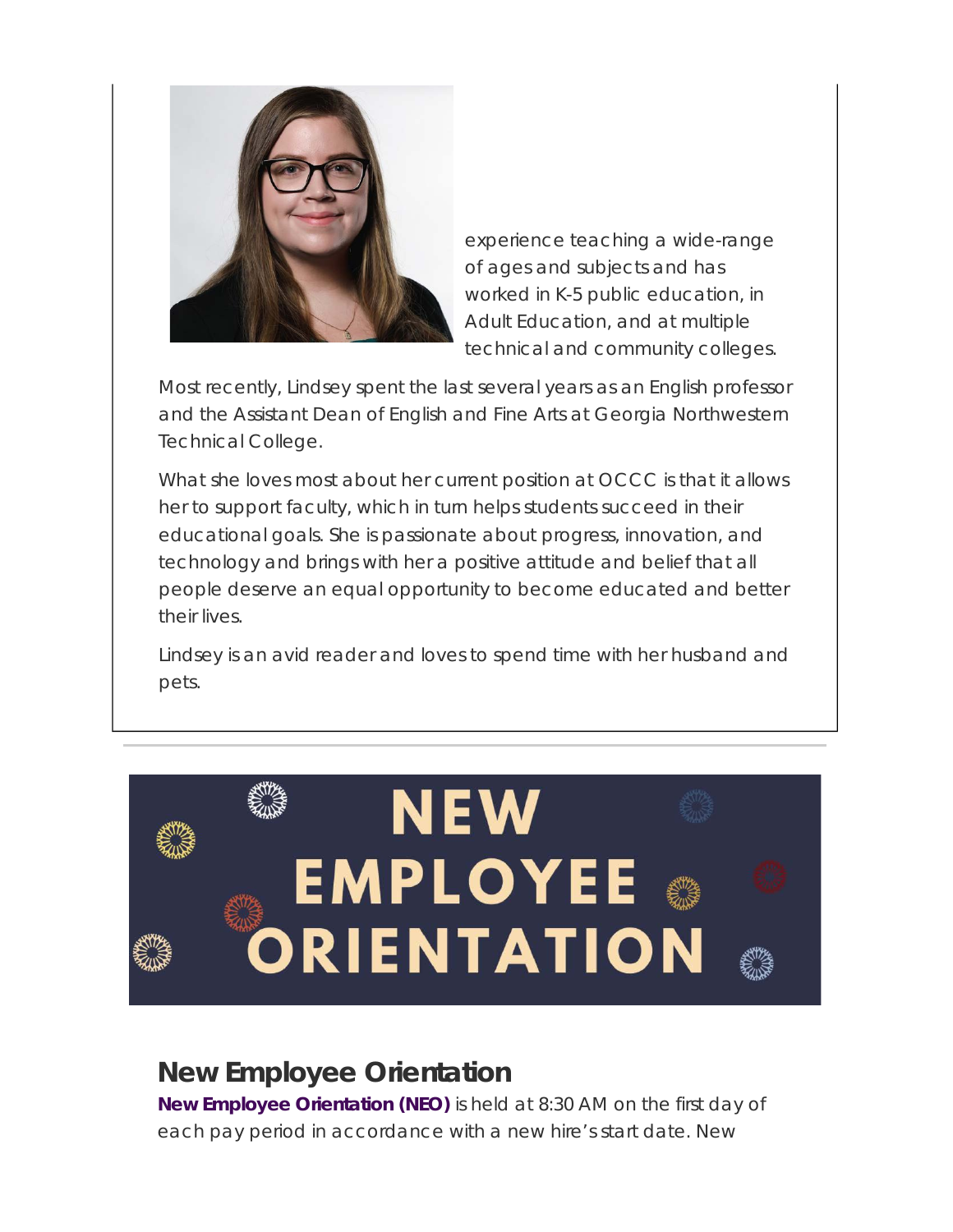experience teaching a wide-range of ages and subjects and has worked in K-5 public education, in Adult Education, and at multiple technical and community colleges.

Most recently, Lindsey spent the last several years as an English professor and the Assistant Dean of English and Fine Arts at Georgia Northwestern Technical College.

What she loves most about her current position at OCCC is that it allows her to support faculty, which in turn helps students succeed in their educational goals. She is passionate about progress, innovation, and technology and brings with her a positive attitude and belief that all people deserve an equal opportunity to become educated and better their lives.

Lindsey is an avid reader and loves to spend time with her husband and pets.

---

NEW EMPLOYEE ORIENTATION

## New Employee Orientation

**New Employee Orientation (NEO)** is held at 8:30 AM on the first day of each pay period in accordance with a new hire's start date. New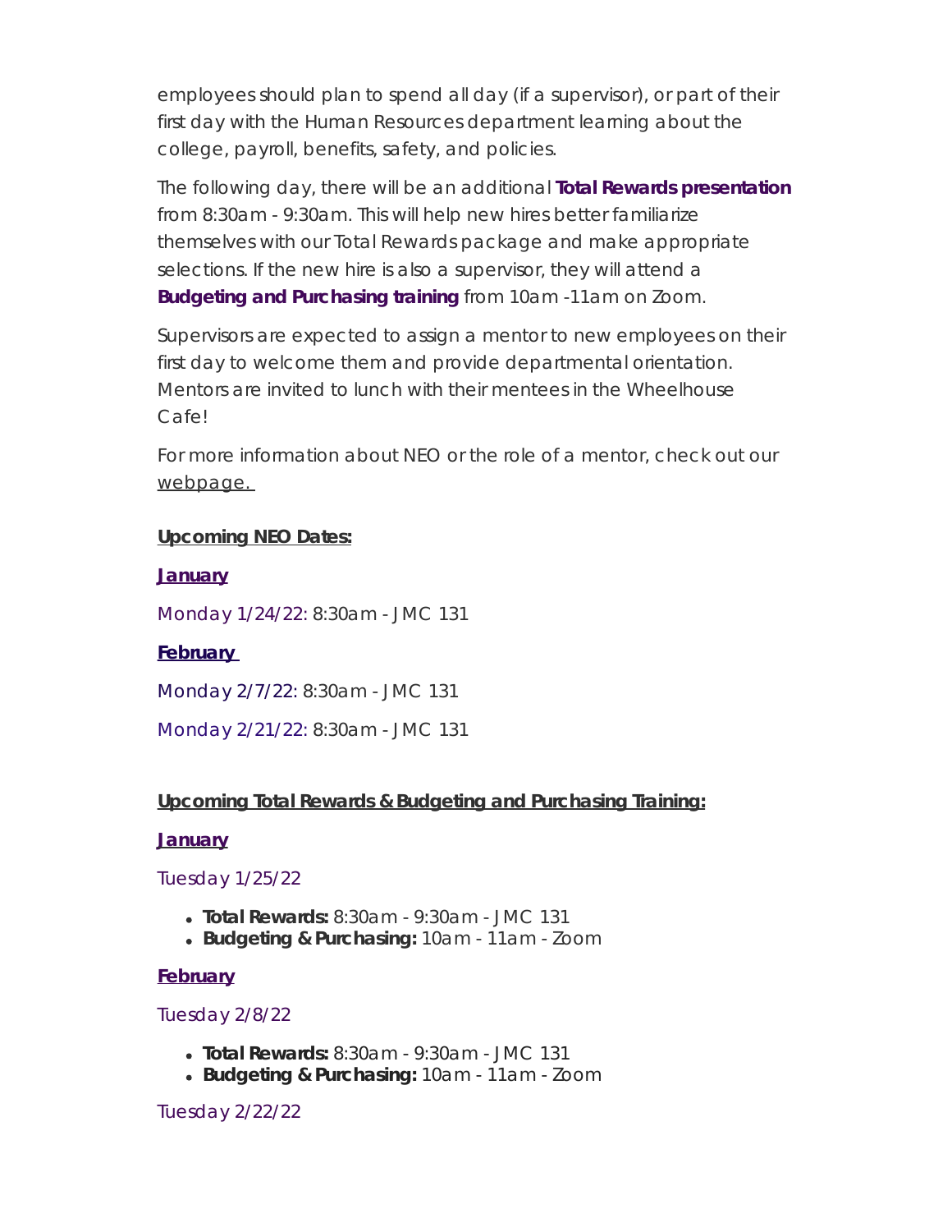employees should plan to spend all day (if a supervisor), or part of their first day with the Human Resources department learning about the college, payroll, benefits, safety, and policies.

The following day, there will be an additional **Total Rewards presentation** from 8:30am - 9:30am. This will help new hires better familiarize themselves with our Total Rewards package and make appropriate selections. If the new hire is also a supervisor, they will attend a **Budgeting and Purchasing training** from 10am -11am on Zoom.

Supervisors are expected to assign a mentor to new employees on their first day to welcome them and provide departmental orientation. Mentors are invited to lunch with their mentees in the Wheelhouse Cafe!

For more information about NEO or the role of a mentor, check out our webpage.

**Upcoming NEO Dates:**

**January**

Monday 1/24/22: 8:30am - JMC 131

**February**

Monday 2/7/22: 8:30am - JMC 131

Monday 2/21/22: 8:30am - JMC 131

**Upcoming Total Rewards & Budgeting and Purchasing Training:**

**January**

Tuesday 1/25/22

- **Total Rewards:** 8:30am - 9:30am - JMC 131
- **Budgeting & Purchasing:** 10am - 11am - Zoom

**February**

Tuesday 2/8/22

- **Total Rewards:** 8:30am - 9:30am - JMC 131
- **Budgeting & Purchasing:** 10am - 11am - Zoom

Tuesday 2/22/22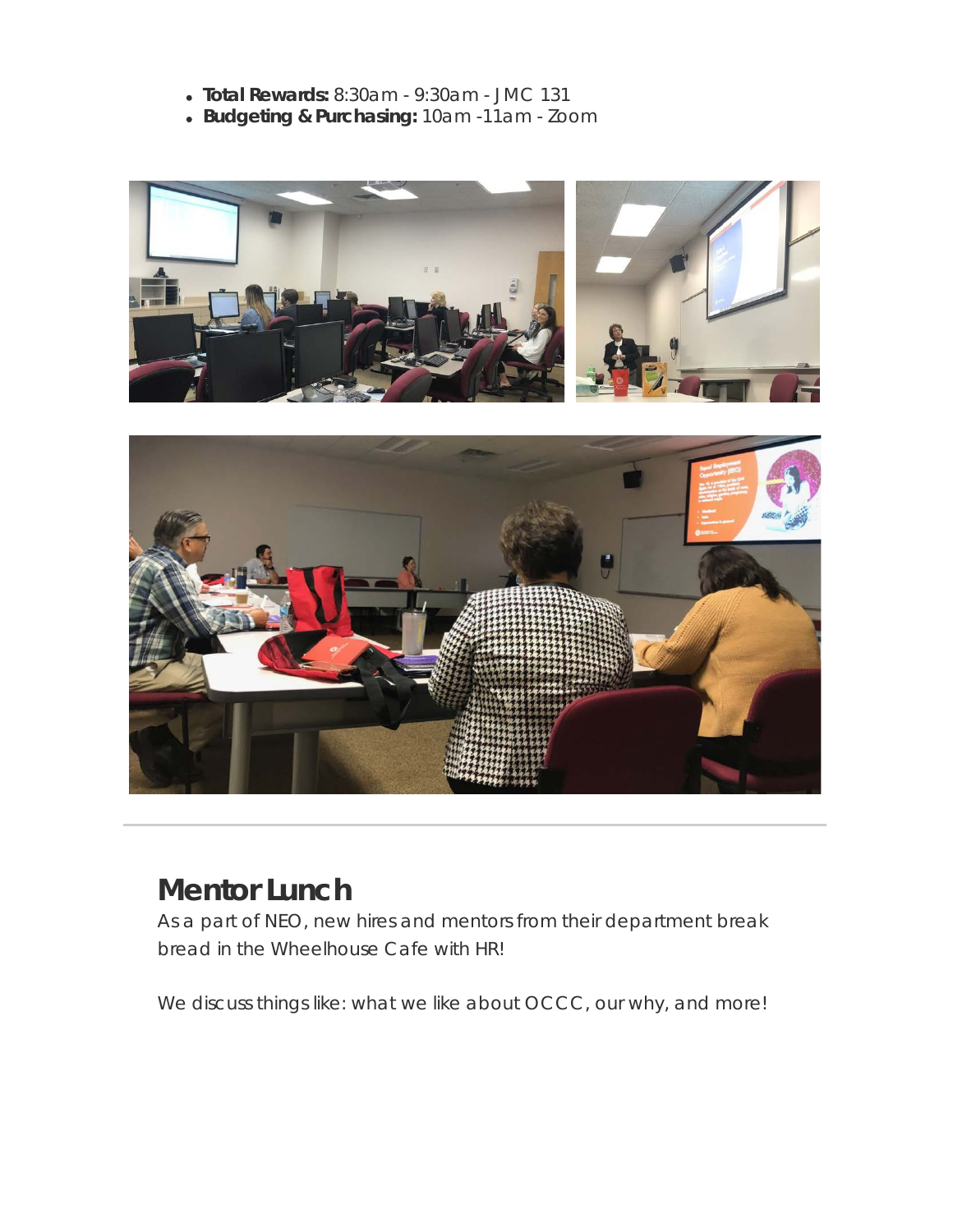- **Total Rewards:** 8:30am - 9:30am - JMC 131
- **Budgeting & Purchasing:** 10am -11am - Zoom

---

## Mentor Lunch

As a part of NEO, new hires and mentors from their department break bread in the Wheelhouse Cafe with HR!

We discuss things like: what we like about OCCC, our why, and more!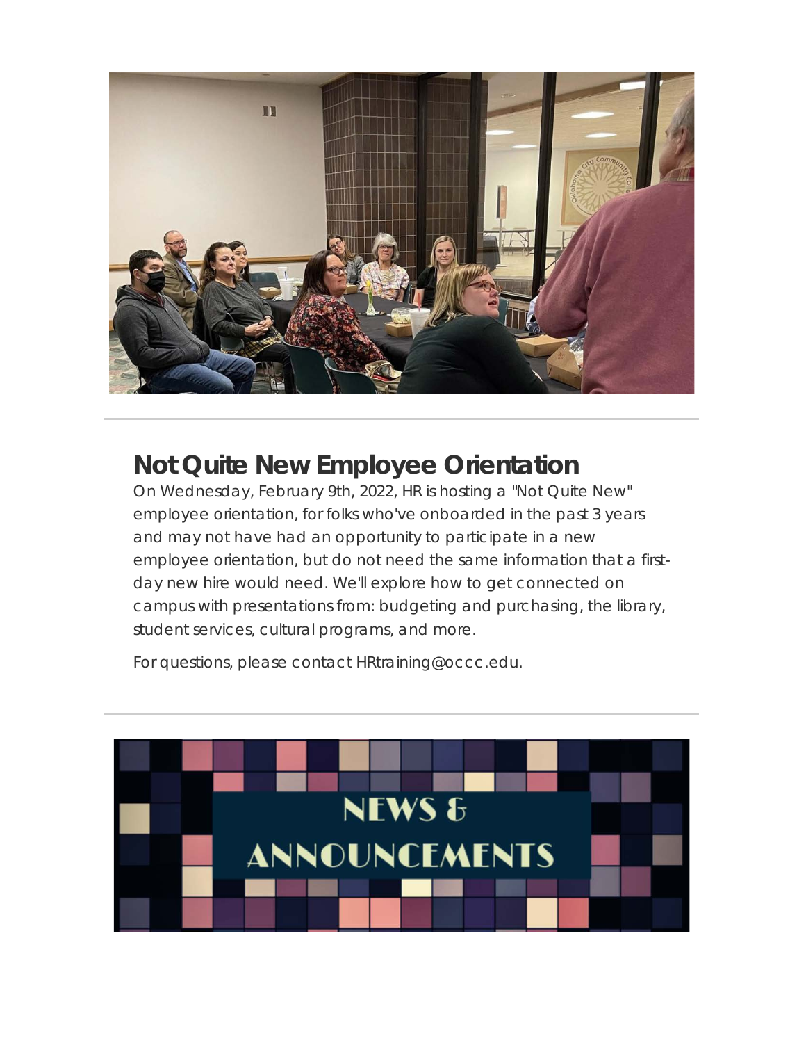## Not Quite New Employee Orientation

On Wednesday, February 9th, 2022, HR is hosting a "Not Quite New" employee orientation, for folks who've onboarded in the past 3 years and may not have had an opportunity to participate in a new employee orientation, but do not need the same information that a first-day new hire would need. We'll explore how to get connected on campus with presentations from: budgeting and purchasing, the library, student services, cultural programs, and more.

For questions, please contact HRtraining@occc.edu.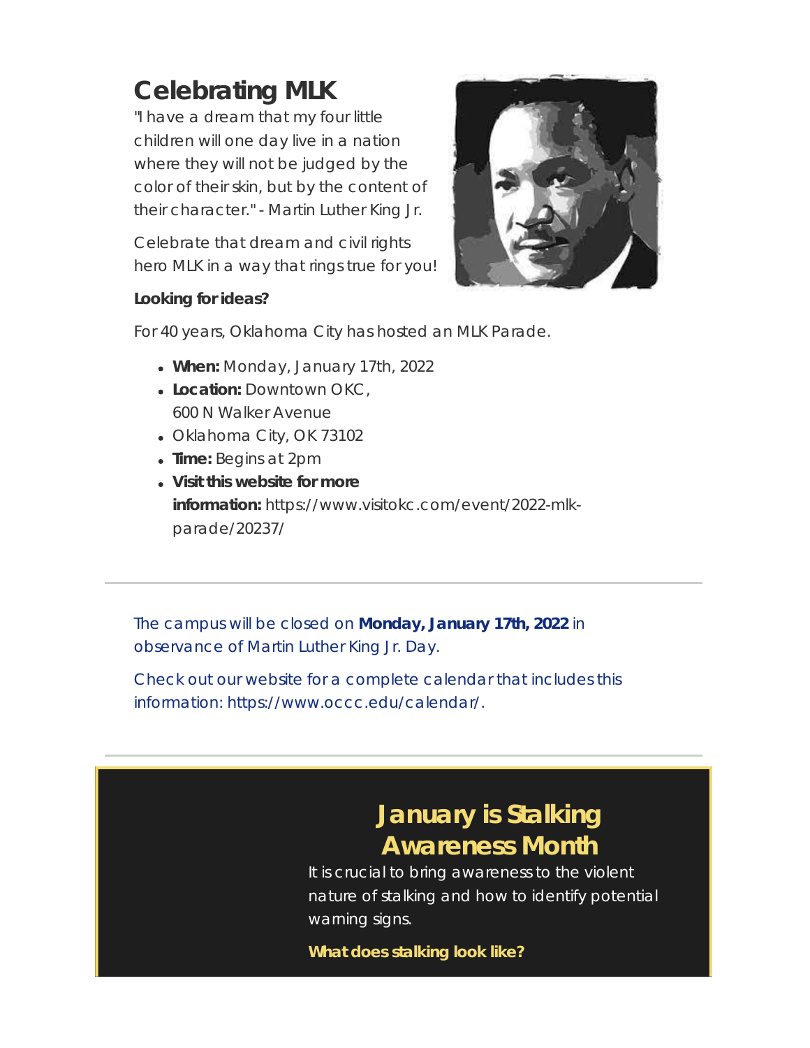# Celebrating MLK

"I have a dream that my four little children will one day live in a nation where they will not be judged by the color of their skin, but by the content of their character." - Martin Luther King Jr.

Celebrate that dream and civil rights hero MLK in a way that rings true for you!

**Looking for ideas?**

For 40 years, Oklahoma City has hosted an MLK Parade.

- **When:** Monday, January 17th, 2022
- **Location:** Downtown OKC, 600 N Walker Avenue
- Oklahoma City, OK 73102
- **Time:** Begins at 2pm
- **Visit this website for more information:** https://www.visitokc.com/event/2022-mlk-parade/20237/

---

The campus will be closed on **Monday, January 17th, 2022** in observance of Martin Luther King Jr. Day.

Check out our website for a complete calendar that includes this information: https://www.occc.edu/calendar/.

---

## January is Stalking Awareness Month

It is crucial to bring awareness to the violent nature of stalking and how to identify potential warning signs.

**What does stalking look like?**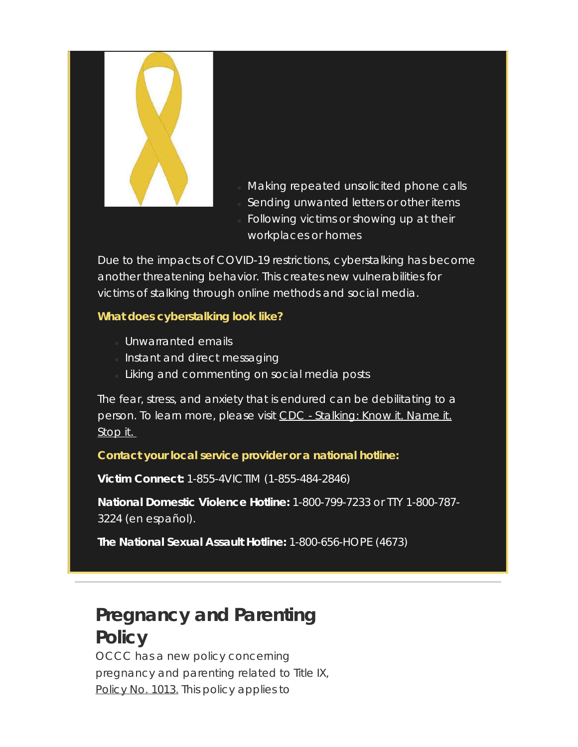- Making repeated unsolicited phone calls
- Sending unwanted letters or other items
- Following victims or showing up at their workplaces or homes

Due to the impacts of COVID-19 restrictions, cyberstalking has become another threatening behavior. This creates new vulnerabilities for victims of stalking through online methods and social media.

**What does cyberstalking look like?**

- Unwarranted emails
- Instant and direct messaging
- Liking and commenting on social media posts

The fear, stress, and anxiety that is endured can be debilitating to a person. To learn more, please visit CDC - Stalking: Know it. Name it. Stop it.

**Contact your local service provider or a national hotline:**

**Victim Connect:** 1-855-4VICTIM (1-855-484-2846)

**National Domestic Violence Hotline:** 1-800-799-7233 or TTY 1-800-787-3224 (en español).

**The National Sexual Assault Hotline:** 1-800-656-HOPE (4673)

---

## Pregnancy and Parenting Policy

OCCC has a new policy concerning pregnancy and parenting related to Title IX, Policy No. 1013. This policy applies to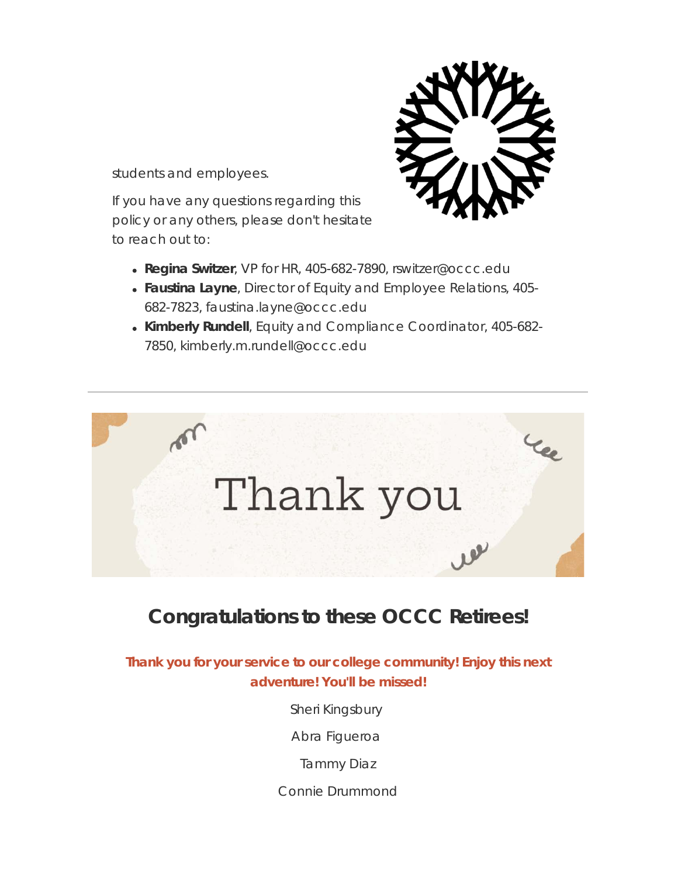students and employees.

If you have any questions regarding this policy or any others, please don't hesitate to reach out to:

- **Regina Switzer**, VP for HR, 405-682-7890, rswitzer@occc.edu
- **Faustina Layne**, Director of Equity and Employee Relations, 405-682-7823, faustina.layne@occc.edu
- **Kimberly Rundell**, Equity and Compliance Coordinator, 405-682-7850, kimberly.m.rundell@occc.edu

---

Thank you

## Congratulations to these OCCC Retirees!

**Thank you for your service to our college community! Enjoy this next adventure! You'll be missed!**

Sheri Kingsbury

Abra Figueroa

Tammy Diaz

Connie Drummond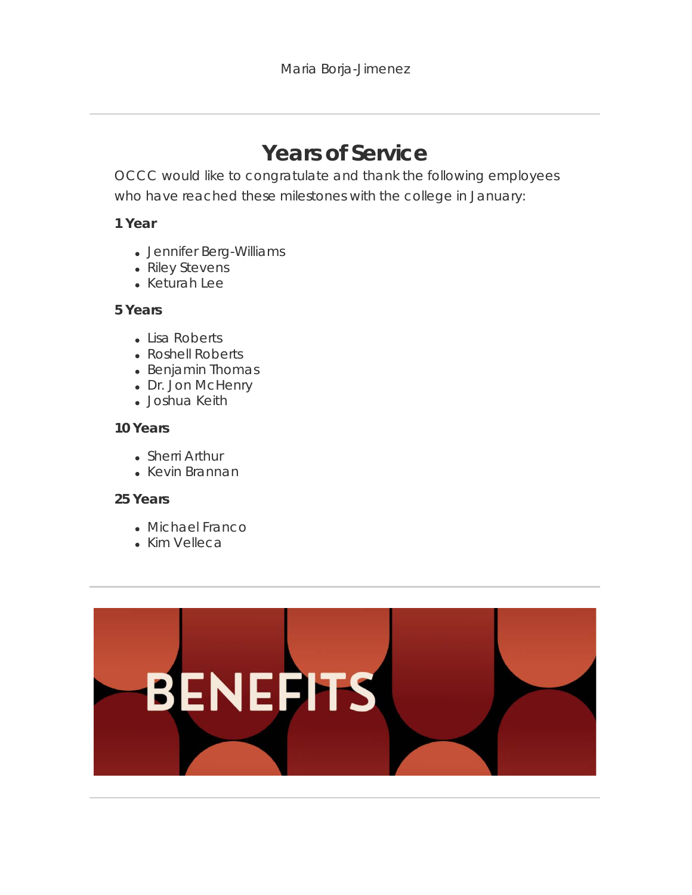Maria Borja-Jimenez

---

## Years of Service

OCCC would like to congratulate and thank the following employees who have reached these milestones with the college in January:

**1 Year**

- Jennifer Berg-Williams
- Riley Stevens
- Keturah Lee

**5 Years**

- Lisa Roberts
- Roshell Roberts
- Benjamin Thomas
- Dr. Jon McHenry
- Joshua Keith

**10 Years**

- Sherri Arthur
- Kevin Brannan

**25 Years**

- Michael Franco
- Kim Velleca

---

BENEFITS

---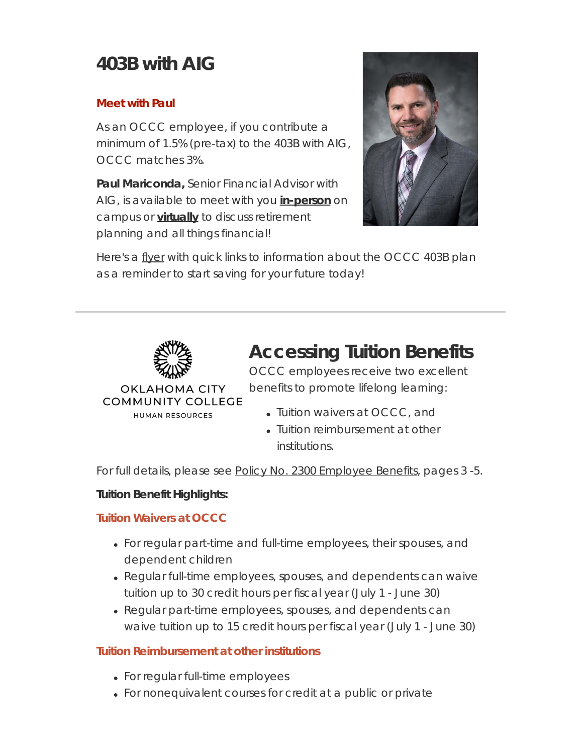# 403B with AIG

**Meet with Paul**

As an OCCC employee, if you contribute a minimum of 1.5% (pre-tax) to the 403B with AIG, OCCC matches 3%.

**Paul Mariconda,** Senior Financial Advisor with AIG, is available to meet with you **in-person** on campus or **virtually** to discuss retirement planning and all things financial!

Here's a flyer with quick links to information about the OCCC 403B plan as a reminder to start saving for your future today!

---

OKLAHOMA CITY COMMUNITY COLLEGE
HUMAN RESOURCES

# Accessing Tuition Benefits

OCCC employees receive two excellent benefits to promote lifelong learning:

- Tuition waivers at OCCC, and
- Tuition reimbursement at other institutions.

For full details, please see Policy No. 2300 Employee Benefits, pages 3 -5.

**Tuition Benefit Highlights:**

**Tuition Waivers at OCCC**

- For regular part-time and full-time employees, their spouses, and dependent children
- Regular full-time employees, spouses, and dependents can waive tuition up to 30 credit hours per fiscal year (July 1 - June 30)
- Regular part-time employees, spouses, and dependents can waive tuition up to 15 credit hours per fiscal year (July 1 - June 30)

**Tuition Reimbursement at other institutions**

- For regular full-time employees
- For nonequivalent courses for credit at a public or private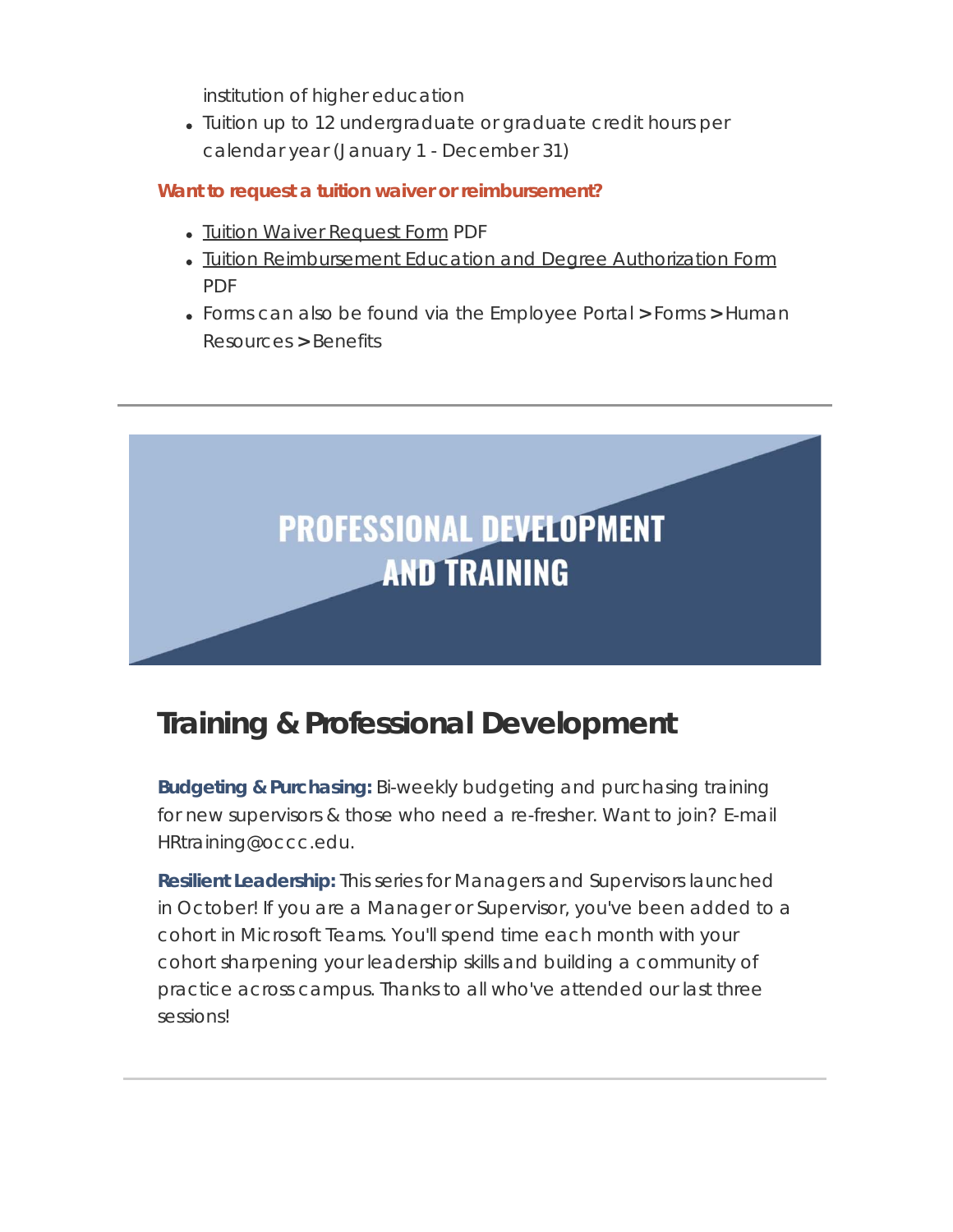institution of higher education

- Tuition up to 12 undergraduate or graduate credit hours per calendar year (January 1 - December 31)

**Want to request a tuition waiver or reimbursement?**

- Tuition Waiver Request Form PDF
- Tuition Reimbursement Education and Degree Authorization Form PDF
- Forms can also be found via the Employee Portal > Forms > Human Resources > Benefits

---

PROFESSIONAL DEVELOPMENT AND TRAINING

## Training & Professional Development

**Budgeting & Purchasing:** Bi-weekly budgeting and purchasing training for new supervisors & those who need a re-fresher. Want to join? E-mail HRtraining@occc.edu.

**Resilient Leadership:** This series for Managers and Supervisors launched in October! If you are a Manager or Supervisor, you've been added to a cohort in Microsoft Teams. You'll spend time each month with your cohort sharpening your leadership skills and building a community of practice across campus. Thanks to all who've attended our last three sessions!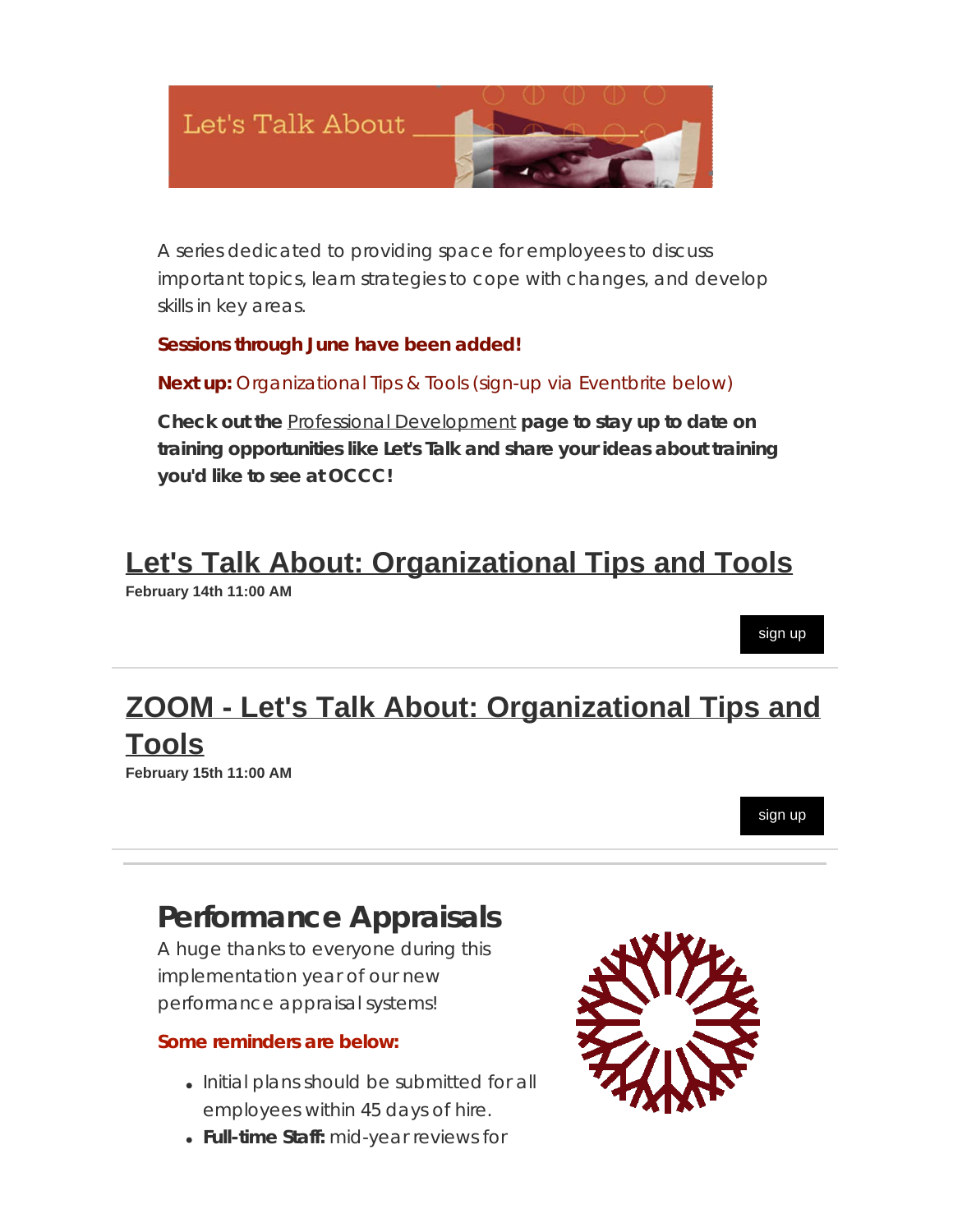A series dedicated to providing space for employees to discuss important topics, learn strategies to cope with changes, and develop skills in key areas.

**Sessions through June have been added!**

**Next up:** Organizational Tips & Tools (sign-up via Eventbrite below)

**Check out the** Professional Development **page to stay up to date on training opportunities like Let's Talk and share your ideas about training you'd like to see at OCCC!**

## Let's Talk About: Organizational Tips and Tools

**February 14th 11:00 AM**

sign up

## ZOOM - Let's Talk About: Organizational Tips and Tools

**February 15th 11:00 AM**

sign up

---

# Performance Appraisals

A huge thanks to everyone during this implementation year of our new performance appraisal systems!

**Some reminders are below:**

- Initial plans should be submitted for all employees within 45 days of hire.
- **Full-time Staff:** mid-year reviews for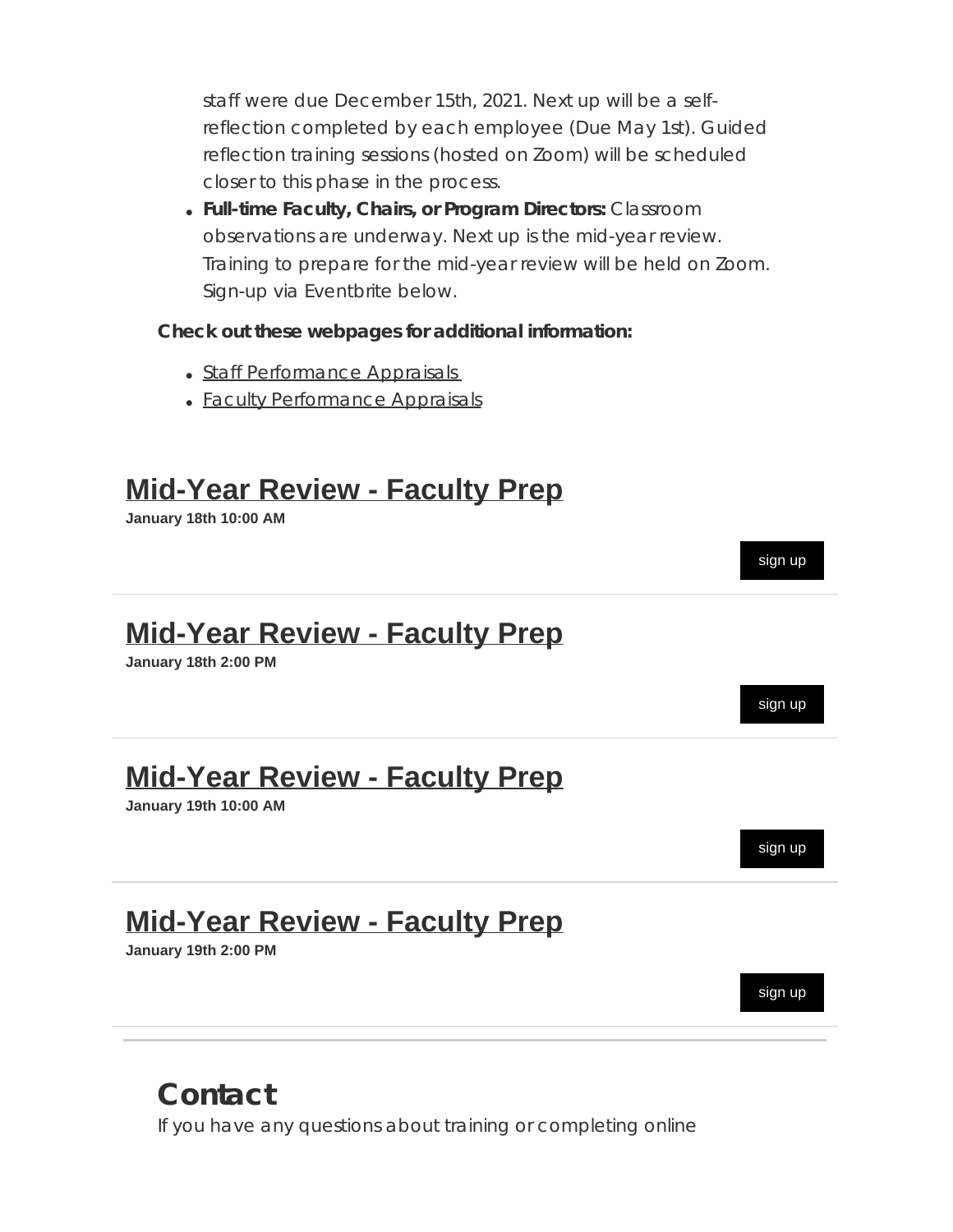staff were due December 15th, 2021. Next up will be a self-reflection completed by each employee (Due May 1st). Guided reflection training sessions (hosted on Zoom) will be scheduled closer to this phase in the process.

- **Full-time Faculty, Chairs, or Program Directors:** Classroom observations are underway. Next up is the mid-year review. Training to prepare for the mid-year review will be held on Zoom. Sign-up via Eventbrite below.

**Check out these webpages for additional information:**

- Staff Performance Appraisals
- Faculty Performance Appraisals

## Mid-Year Review - Faculty Prep

**January 18th 10:00 AM**

sign up

## Mid-Year Review - Faculty Prep

**January 18th 2:00 PM**

sign up

## Mid-Year Review - Faculty Prep

**January 19th 10:00 AM**

sign up

## Mid-Year Review - Faculty Prep

**January 19th 2:00 PM**

sign up

## Contact

If you have any questions about training or completing online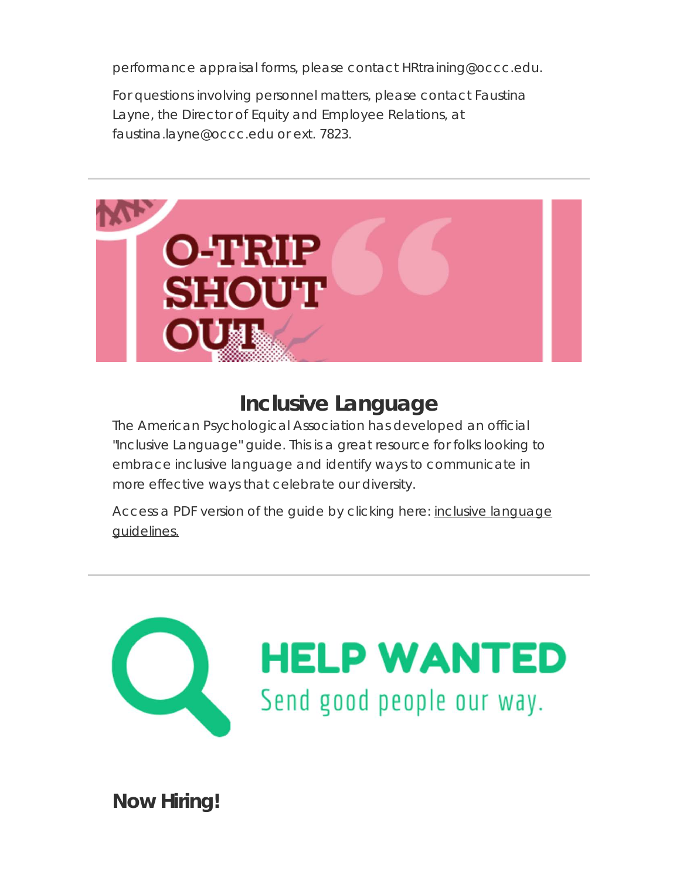performance appraisal forms, please contact HRtraining@occc.edu.

For questions involving personnel matters, please contact Faustina Layne, the Director of Equity and Employee Relations, at faustina.layne@occc.edu or ext. 7823.

---

O-TRIP SHOUT OUT

## Inclusive Language

The American Psychological Association has developed an official "Inclusive Language" guide. This is a great resource for folks looking to embrace inclusive language and identify ways to communicate in more effective ways that celebrate our diversity.

Access a PDF version of the guide by clicking here: inclusive language guidelines.

---

HELP WANTED

Send good people our way.

## Now Hiring!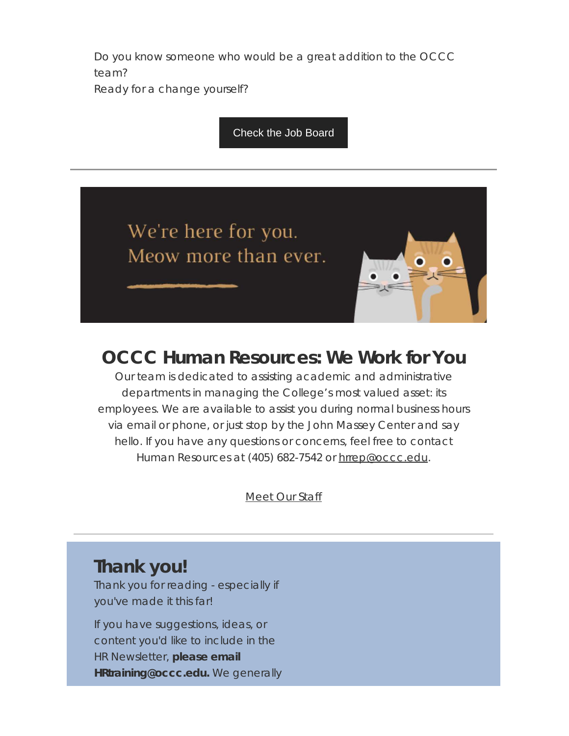Do you know someone who would be a great addition to the OCCC team?
Ready for a change yourself?

Check the Job Board

---

We're here for you.
Meow more than ever.

## OCCC Human Resources: We Work for You

Our team is dedicated to assisting academic and administrative departments in managing the College's most valued asset: its employees. We are available to assist you during normal business hours via email or phone, or just stop by the John Massey Center and say hello. If you have any questions or concerns, feel free to contact Human Resources at (405) 682-7542 or hrrep@occc.edu.

Meet Our Staff

---

## Thank you!

Thank you for reading - especially if you've made it this far!

If you have suggestions, ideas, or content you'd like to include in the HR Newsletter, **please email HRtraining@occc.edu.** We generally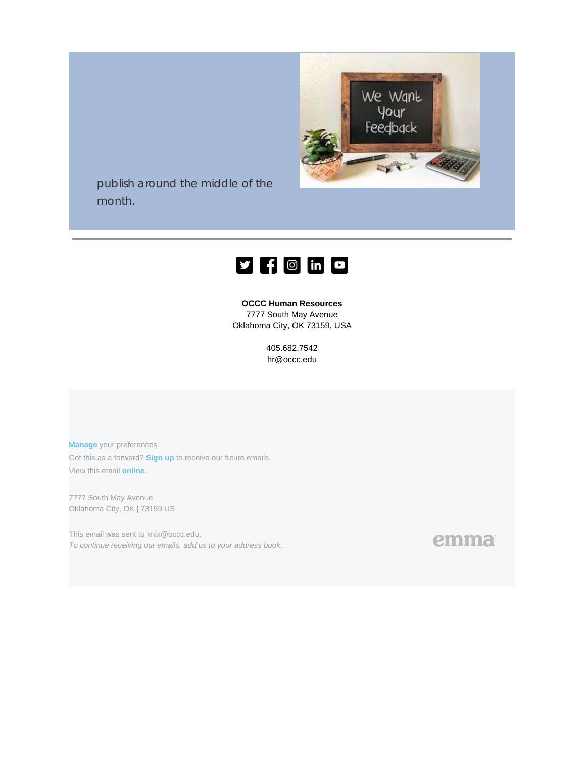publish around the middle of the month.

---

**OCCC Human Resources**
7777 South May Avenue
Oklahoma City, OK 73159, USA

405.682.7542
hr@occc.edu

**Manage** your preferences
Got this as a forward? **Sign up** to receive our future emails.
View this email **online**.

7777 South May Avenue
Oklahoma City, OK | 73159 US

This email was sent to knix@occc.edu.
*To continue receiving our emails, add us to your address book.*

emma